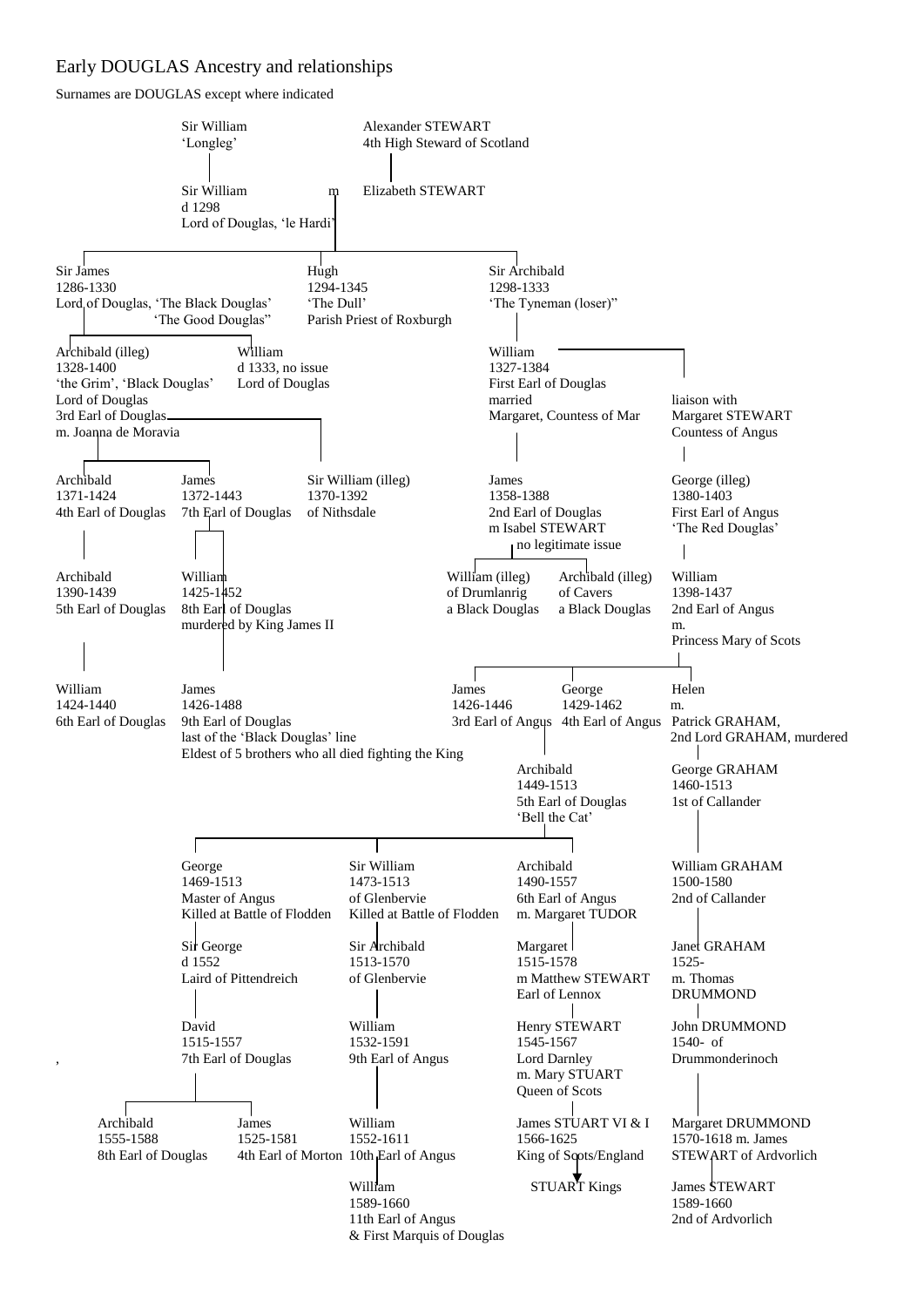# Early DOUGLAS Ancestry and relationships

Surnames are DOUGLAS except where indicated

Sir William
'Longleg'

Alexander STEWART
4th High Steward of Scotland

Sir William
d 1298
Lord of Douglas, 'le Hardi'

m

Elizabeth STEWART

Sir James
1286-1330
Lord of Douglas, 'The Black Douglas'
'The Good Douglas"

Hugh
1294-1345
'The Dull'
Parish Priest of Roxburgh

Sir Archibald
1298-1333
'The Tyneman (loser)"

Archibald (illeg)
1328-1400
'the Grim', 'Black Douglas'
Lord of Douglas
3rd Earl of Douglas
m. Joanna de Moravia

William
d 1333, no issue
Lord of Douglas

William
1327-1384
First Earl of Douglas
married
Margaret, Countess of Mar

liaison with
Margaret STEWART
Countess of Angus

Archibald
1371-1424
4th Earl of Douglas

James
1372-1443
7th Earl of Douglas

Sir William (illeg)
1370-1392
of Nithsdale

James
1358-1388
2nd Earl of Douglas
m Isabel STEWART
no legitimate issue

George (illeg)
1380-1403
First Earl of Angus
'The Red Douglas'

Archibald
1390-1439
5th Earl of Douglas

William
1425-1452
8th Earl of Douglas
murdered by King James II

William (illeg)
of Drumlanrig
a Black Douglas

Archibald (illeg)
of Cavers
a Black Douglas

William
1398-1437
2nd Earl of Angus
m.
Princess Mary of Scots

William
1424-1440
6th Earl of Douglas

James
1426-1488
9th Earl of Douglas
last of the 'Black Douglas' line
Eldest of 5 brothers who all died fighting the King

James
1426-1446
3rd Earl of Angus

George
1429-1462
4th Earl of Angus

Helen
m.
Patrick GRAHAM,
2nd Lord GRAHAM, murdered

Archibald
1449-1513
5th Earl of Douglas
'Bell the Cat'

George GRAHAM
1460-1513
1st of Callander

George
1469-1513
Master of Angus
Killed at Battle of Flodden

Sir William
1473-1513
of Glenbervie
Killed at Battle of Flodden

Archibald
1490-1557
6th Earl of Angus
m. Margaret TUDOR

William GRAHAM
1500-1580
2nd of Callander

Sir George
d 1552
Laird of Pittendreich

Sir Archibald
1513-1570
of Glenbervie

Margaret
1515-1578
m Matthew STEWART
Earl of Lennox

Janet GRAHAM
1525-
m. Thomas
DRUMMOND

David
1515-1557
7th Earl of Douglas

William
1532-1591
9th Earl of Angus

Henry STEWART
1545-1567
Lord Darnley
m. Mary STUART
Queen of Scots

John DRUMMOND
1540- of
Drummonderinoch

Archibald
1555-1588
8th Earl of Douglas

James
1525-1581
4th Earl of Morton

William
1552-1611
10th Earl of Angus

James STUART VI & I
1566-1625
King of Scots/England

Margaret DRUMMOND
1570-1618 m. James
STEWART of Ardvorlich

William
1589-1660
11th Earl of Angus
& First Marquis of Douglas

STUART Kings

James STEWART
1589-1660
2nd of Ardvorlich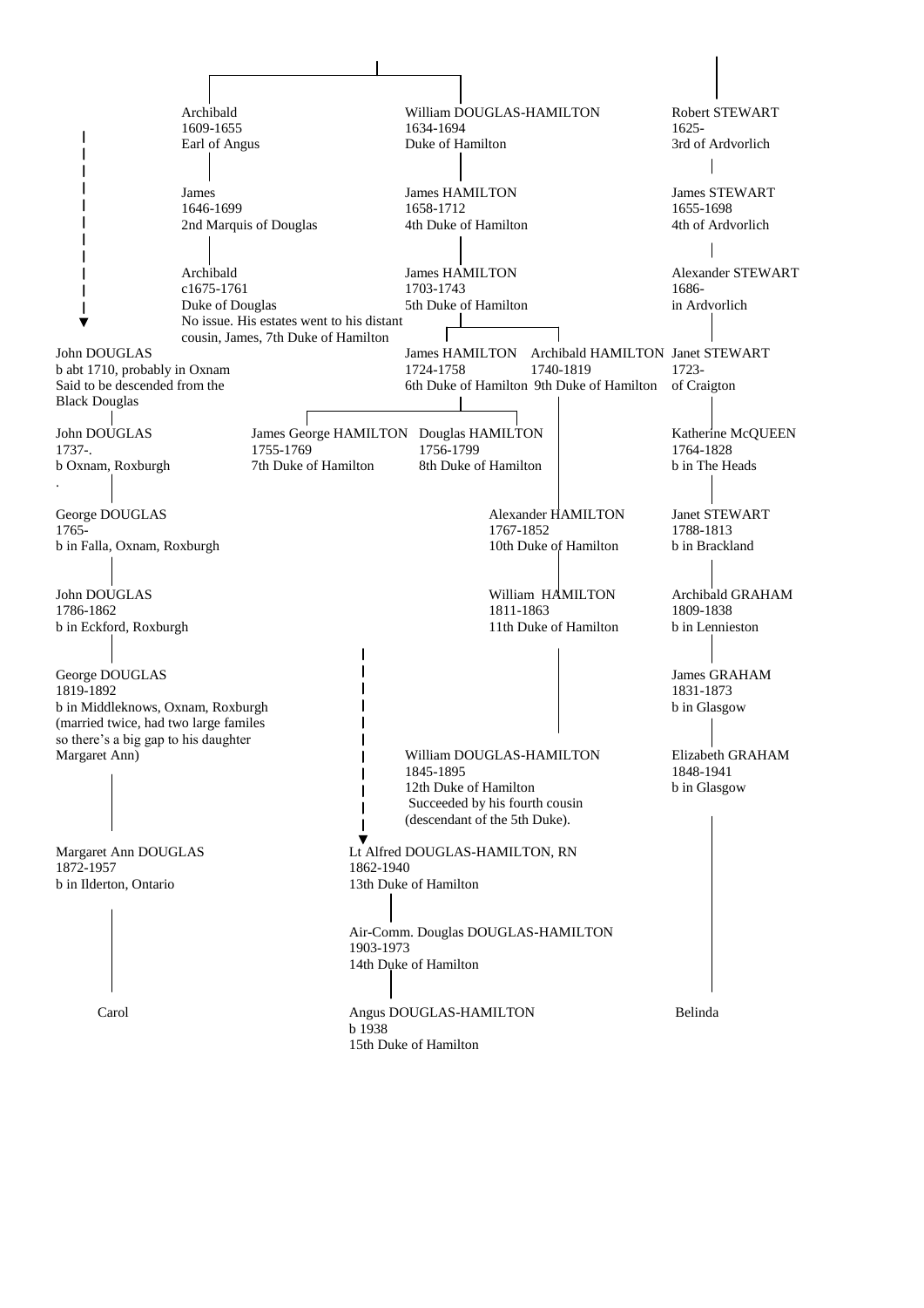Archibald
1609-1655
Earl of Angus

James
1646-1699
2nd Marquis of Douglas

Archibald
c1675-1761
Duke of Douglas
No issue. His estates went to his distant cousin, James, 7th Duke of Hamilton

William DOUGLAS-HAMILTON
1634-1694
Duke of Hamilton

James HAMILTON
1658-1712
4th Duke of Hamilton

James HAMILTON
1703-1743
5th Duke of Hamilton

James HAMILTON
1724-1758
6th Duke of Hamilton

Archibald HAMILTON
1740-1819
9th Duke of Hamilton

Robert STEWART
1625-
3rd of Ardvorlich

James STEWART
1655-1698
4th of Ardvorlich

Alexander STEWART
1686-
in Ardvorlich

Janet STEWART
1723-
of Craigton

John DOUGLAS
b abt 1710, probably in Oxnam
Said to be descended from the Black Douglas

John DOUGLAS
1737-.
b Oxnam, Roxburgh

James George HAMILTON
1755-1769
7th Duke of Hamilton

Douglas HAMILTON
1756-1799
8th Duke of Hamilton

Katherine McQUEEN
1764-1828
b in The Heads

George DOUGLAS
1765-
b in Falla, Oxnam, Roxburgh

Alexander HAMILTON
1767-1852
10th Duke of Hamilton

Janet STEWART
1788-1813
b in Brackland

John DOUGLAS
1786-1862
b in Eckford, Roxburgh

William HAMILTON
1811-1863
11th Duke of Hamilton

Archibald GRAHAM
1809-1838
b in Lennieston

George DOUGLAS
1819-1892
b in Middleknows, Oxnam, Roxburgh
(married twice, had two large familes so there's a big gap to his daughter Margaret Ann)

James GRAHAM
1831-1873
b in Glasgow

William DOUGLAS-HAMILTON
1845-1895
12th Duke of Hamilton
Succeeded by his fourth cousin (descendant of the 5th Duke).

Elizabeth GRAHAM
1848-1941
b in Glasgow

Margaret Ann DOUGLAS
1872-1957
b in Ilderton, Ontario

Lt Alfred DOUGLAS-HAMILTON, RN
1862-1940
13th Duke of Hamilton

Air-Comm. Douglas DOUGLAS-HAMILTON
1903-1973
14th Duke of Hamilton

Carol

Angus DOUGLAS-HAMILTON
b 1938
15th Duke of Hamilton

Belinda